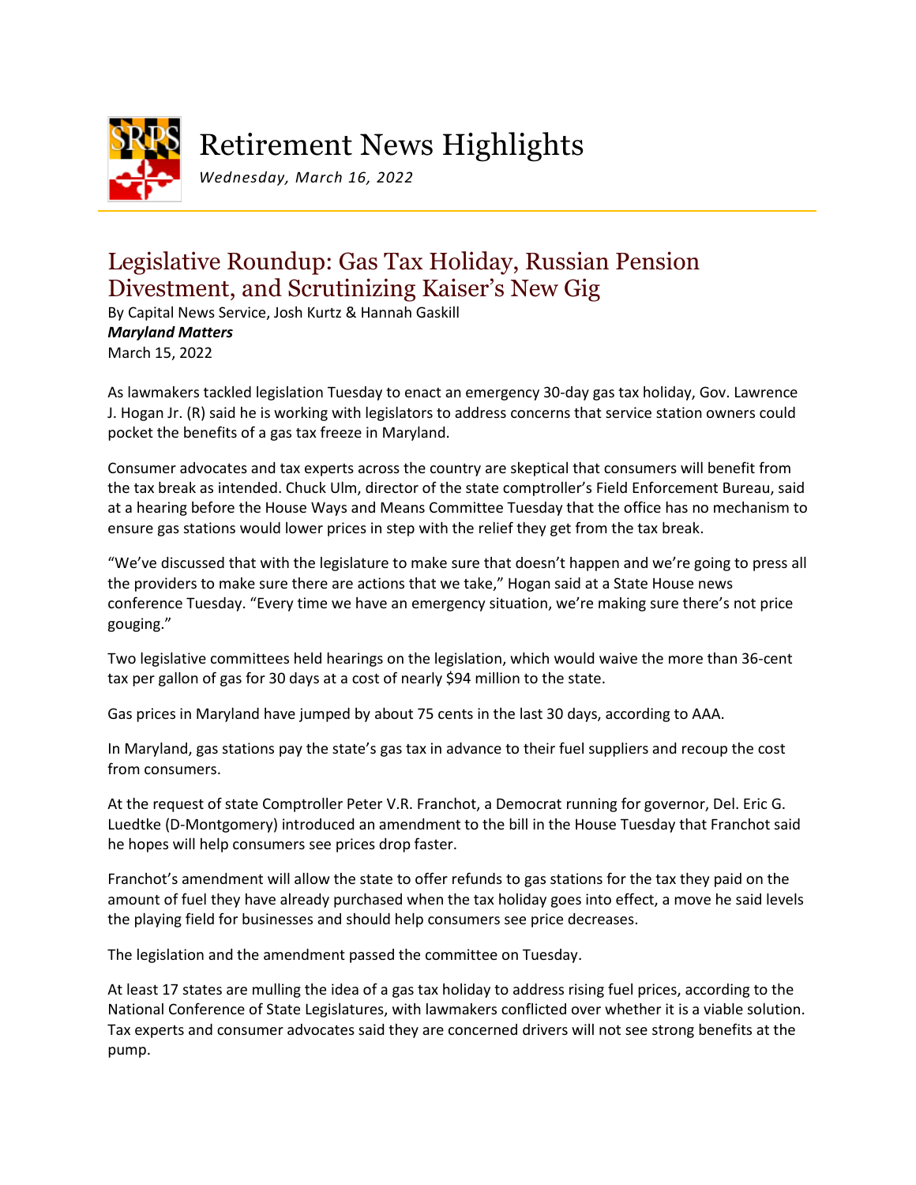# Retirement News Highlights

*Wednesday, March 16, 2022*

## Legislative Roundup: Gas Tax Holiday, Russian Pension Divestment, and Scrutinizing Kaiser's New Gig

By Capital News Service, Josh Kurtz & Hannah Gaskill
***Maryland Matters***
March 15, 2022

As lawmakers tackled legislation Tuesday to enact an emergency 30-day gas tax holiday, Gov. Lawrence J. Hogan Jr. (R) said he is working with legislators to address concerns that service station owners could pocket the benefits of a gas tax freeze in Maryland.

Consumer advocates and tax experts across the country are skeptical that consumers will benefit from the tax break as intended. Chuck Ulm, director of the state comptroller's Field Enforcement Bureau, said at a hearing before the House Ways and Means Committee Tuesday that the office has no mechanism to ensure gas stations would lower prices in step with the relief they get from the tax break.

"We've discussed that with the legislature to make sure that doesn't happen and we're going to press all the providers to make sure there are actions that we take," Hogan said at a State House news conference Tuesday. "Every time we have an emergency situation, we're making sure there's not price gouging."

Two legislative committees held hearings on the legislation, which would waive the more than 36-cent tax per gallon of gas for 30 days at a cost of nearly $94 million to the state.

Gas prices in Maryland have jumped by about 75 cents in the last 30 days, according to AAA.

In Maryland, gas stations pay the state's gas tax in advance to their fuel suppliers and recoup the cost from consumers.

At the request of state Comptroller Peter V.R. Franchot, a Democrat running for governor, Del. Eric G. Luedtke (D-Montgomery) introduced an amendment to the bill in the House Tuesday that Franchot said he hopes will help consumers see prices drop faster.

Franchot's amendment will allow the state to offer refunds to gas stations for the tax they paid on the amount of fuel they have already purchased when the tax holiday goes into effect, a move he said levels the playing field for businesses and should help consumers see price decreases.

The legislation and the amendment passed the committee on Tuesday.

At least 17 states are mulling the idea of a gas tax holiday to address rising fuel prices, according to the National Conference of State Legislatures, with lawmakers conflicted over whether it is a viable solution. Tax experts and consumer advocates said they are concerned drivers will not see strong benefits at the pump.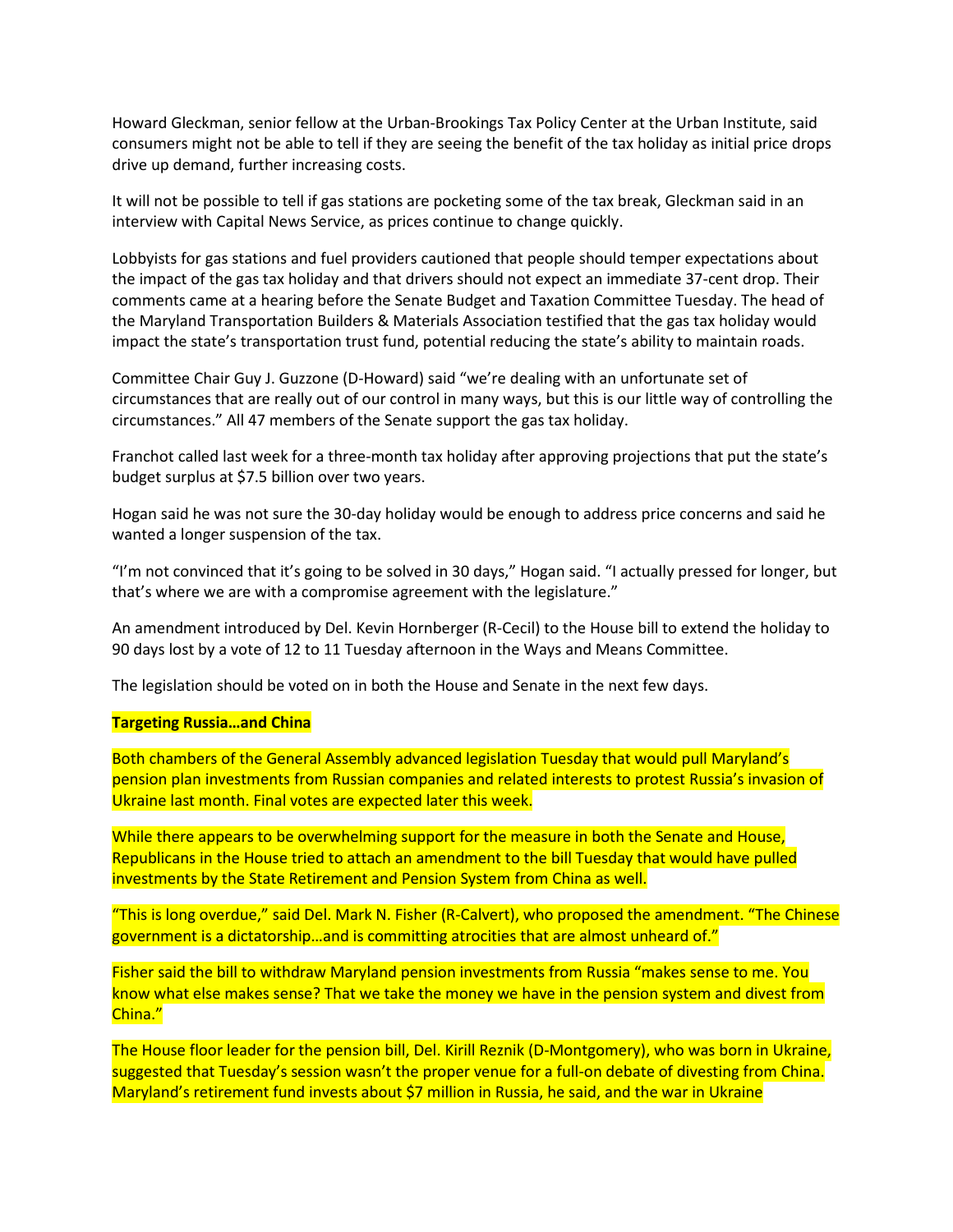Howard Gleckman, senior fellow at the Urban-Brookings Tax Policy Center at the Urban Institute, said consumers might not be able to tell if they are seeing the benefit of the tax holiday as initial price drops drive up demand, further increasing costs.

It will not be possible to tell if gas stations are pocketing some of the tax break, Gleckman said in an interview with Capital News Service, as prices continue to change quickly.

Lobbyists for gas stations and fuel providers cautioned that people should temper expectations about the impact of the gas tax holiday and that drivers should not expect an immediate 37-cent drop. Their comments came at a hearing before the Senate Budget and Taxation Committee Tuesday. The head of the Maryland Transportation Builders & Materials Association testified that the gas tax holiday would impact the state's transportation trust fund, potential reducing the state's ability to maintain roads.

Committee Chair Guy J. Guzzone (D-Howard) said "we're dealing with an unfortunate set of circumstances that are really out of our control in many ways, but this is our little way of controlling the circumstances." All 47 members of the Senate support the gas tax holiday.

Franchot called last week for a three-month tax holiday after approving projections that put the state's budget surplus at $7.5 billion over two years.

Hogan said he was not sure the 30-day holiday would be enough to address price concerns and said he wanted a longer suspension of the tax.

"I'm not convinced that it's going to be solved in 30 days," Hogan said. "I actually pressed for longer, but that's where we are with a compromise agreement with the legislature."

An amendment introduced by Del. Kevin Hornberger (R-Cecil) to the House bill to extend the holiday to 90 days lost by a vote of 12 to 11 Tuesday afternoon in the Ways and Means Committee.

The legislation should be voted on in both the House and Senate in the next few days.

**Targeting Russia…and China**

Both chambers of the General Assembly advanced legislation Tuesday that would pull Maryland's pension plan investments from Russian companies and related interests to protest Russia's invasion of Ukraine last month. Final votes are expected later this week.

While there appears to be overwhelming support for the measure in both the Senate and House, Republicans in the House tried to attach an amendment to the bill Tuesday that would have pulled investments by the State Retirement and Pension System from China as well.

"This is long overdue," said Del. Mark N. Fisher (R-Calvert), who proposed the amendment. "The Chinese government is a dictatorship…and is committing atrocities that are almost unheard of."

Fisher said the bill to withdraw Maryland pension investments from Russia "makes sense to me. You know what else makes sense? That we take the money we have in the pension system and divest from China."

The House floor leader for the pension bill, Del. Kirill Reznik (D-Montgomery), who was born in Ukraine, suggested that Tuesday's session wasn't the proper venue for a full-on debate of divesting from China. Maryland's retirement fund invests about $7 million in Russia, he said, and the war in Ukraine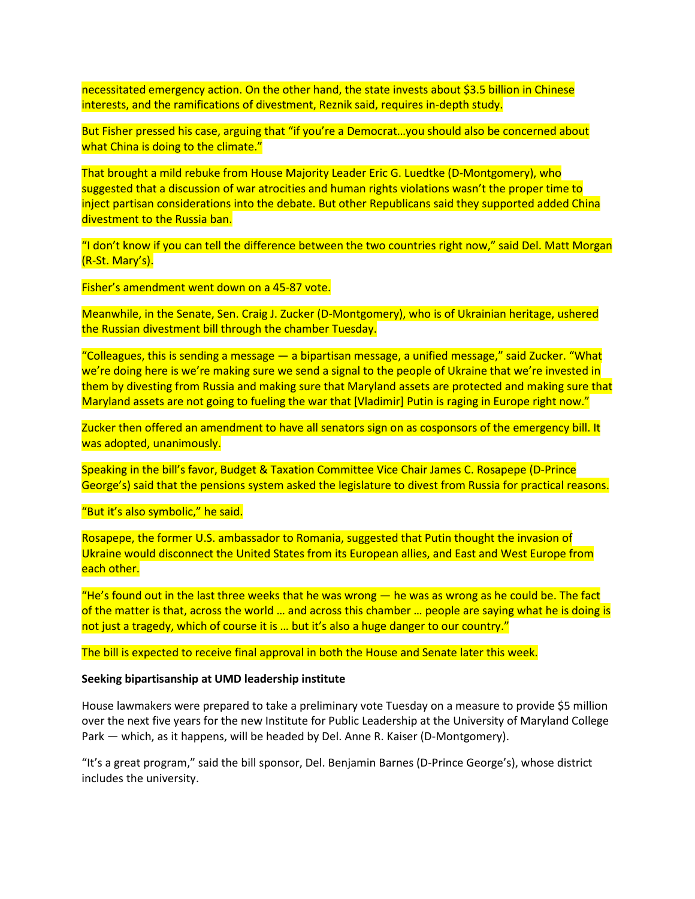necessitated emergency action. On the other hand, the state invests about $3.5 billion in Chinese interests, and the ramifications of divestment, Reznik said, requires in-depth study.

But Fisher pressed his case, arguing that "if you're a Democrat…you should also be concerned about what China is doing to the climate."

That brought a mild rebuke from House Majority Leader Eric G. Luedtke (D-Montgomery), who suggested that a discussion of war atrocities and human rights violations wasn't the proper time to inject partisan considerations into the debate. But other Republicans said they supported added China divestment to the Russia ban.

"I don't know if you can tell the difference between the two countries right now," said Del. Matt Morgan (R-St. Mary's).

Fisher's amendment went down on a 45-87 vote.

Meanwhile, in the Senate, Sen. Craig J. Zucker (D-Montgomery), who is of Ukrainian heritage, ushered the Russian divestment bill through the chamber Tuesday.

"Colleagues, this is sending a message — a bipartisan message, a unified message," said Zucker. "What we're doing here is we're making sure we send a signal to the people of Ukraine that we're invested in them by divesting from Russia and making sure that Maryland assets are protected and making sure that Maryland assets are not going to fueling the war that [Vladimir] Putin is raging in Europe right now."

Zucker then offered an amendment to have all senators sign on as cosponsors of the emergency bill. It was adopted, unanimously.

Speaking in the bill's favor, Budget & Taxation Committee Vice Chair James C. Rosapepe (D-Prince George's) said that the pensions system asked the legislature to divest from Russia for practical reasons.

"But it's also symbolic," he said.

Rosapepe, the former U.S. ambassador to Romania, suggested that Putin thought the invasion of Ukraine would disconnect the United States from its European allies, and East and West Europe from each other.

"He's found out in the last three weeks that he was wrong — he was as wrong as he could be. The fact of the matter is that, across the world … and across this chamber … people are saying what he is doing is not just a tragedy, which of course it is … but it's also a huge danger to our country."

The bill is expected to receive final approval in both the House and Senate later this week.

**Seeking bipartisanship at UMD leadership institute**

House lawmakers were prepared to take a preliminary vote Tuesday on a measure to provide $5 million over the next five years for the new Institute for Public Leadership at the University of Maryland College Park — which, as it happens, will be headed by Del. Anne R. Kaiser (D-Montgomery).

"It's a great program," said the bill sponsor, Del. Benjamin Barnes (D-Prince George's), whose district includes the university.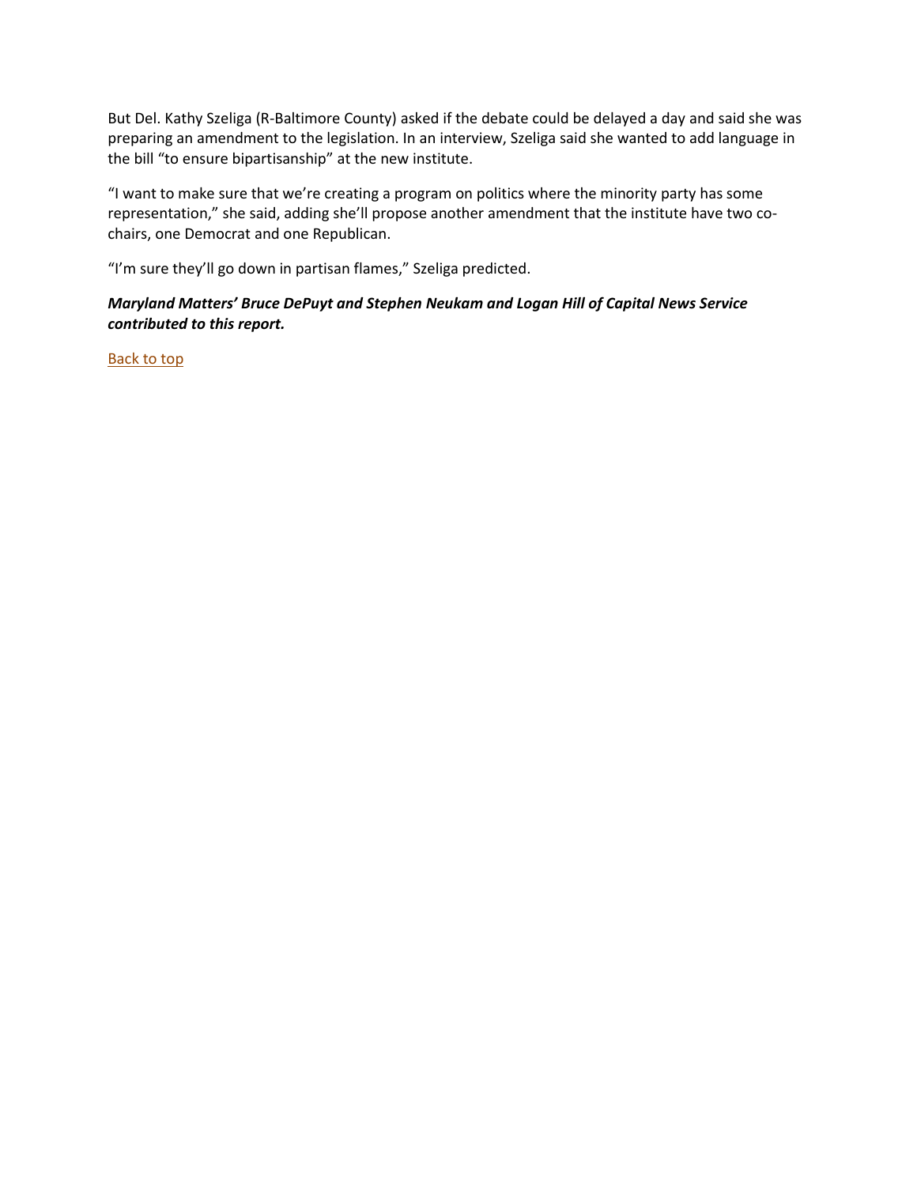But Del. Kathy Szeliga (R-Baltimore County) asked if the debate could be delayed a day and said she was preparing an amendment to the legislation. In an interview, Szeliga said she wanted to add language in the bill "to ensure bipartisanship" at the new institute.

"I want to make sure that we're creating a program on politics where the minority party has some representation," she said, adding she'll propose another amendment that the institute have two co-chairs, one Democrat and one Republican.

"I'm sure they'll go down in partisan flames," Szeliga predicted.

***Maryland Matters' Bruce DePuyt and Stephen Neukam and Logan Hill of Capital News Service contributed to this report.***

Back to top